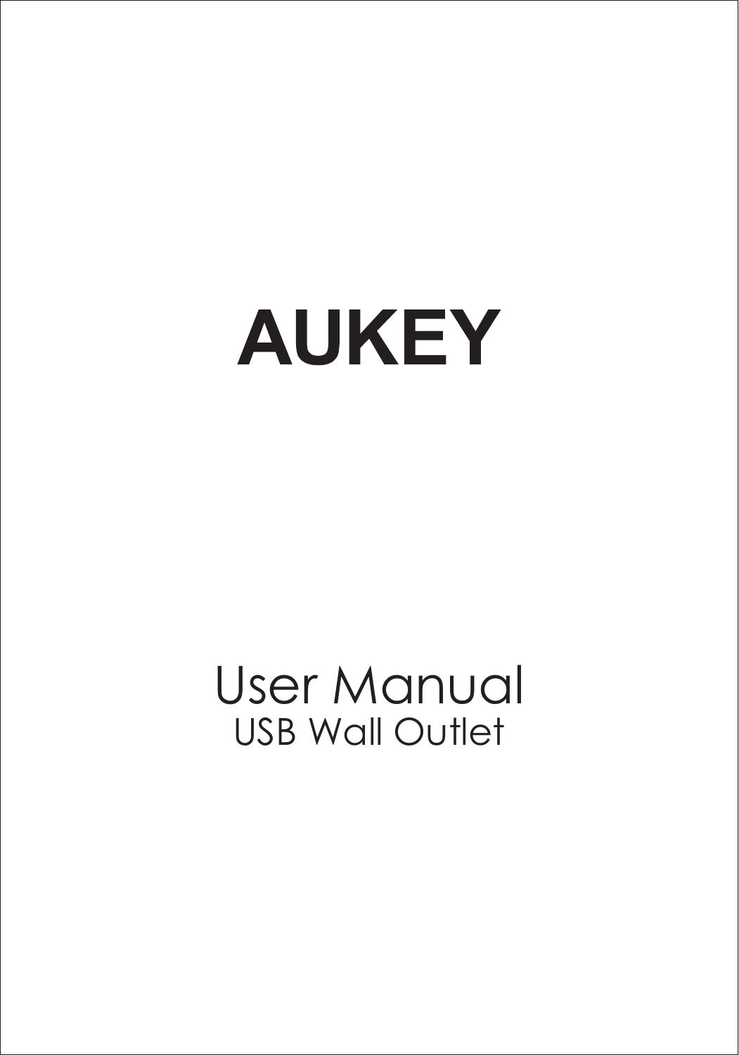# AUKEY

## User Manual

### USB Wall Outlet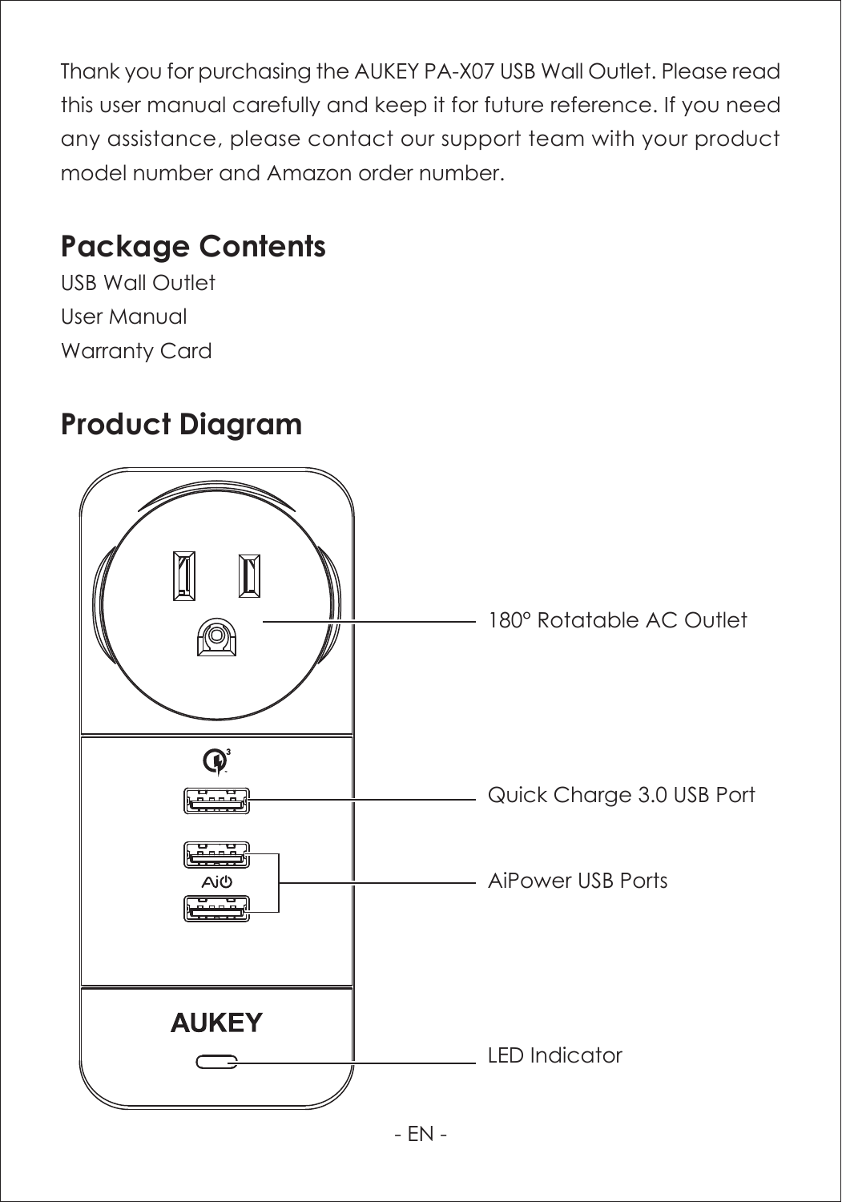Thank you for purchasing the AUKEY PA-X07 USB Wall Outlet. Please read this user manual carefully and keep it for future reference. If you need any assistance, please contact our support team with your product model number and Amazon order number.

## Package Contents

USB Wall Outlet
User Manual
Warranty Card

## Product Diagram

180° Rotatable AC Outlet

Quick Charge 3.0 USB Port

AiPower USB Ports

LED Indicator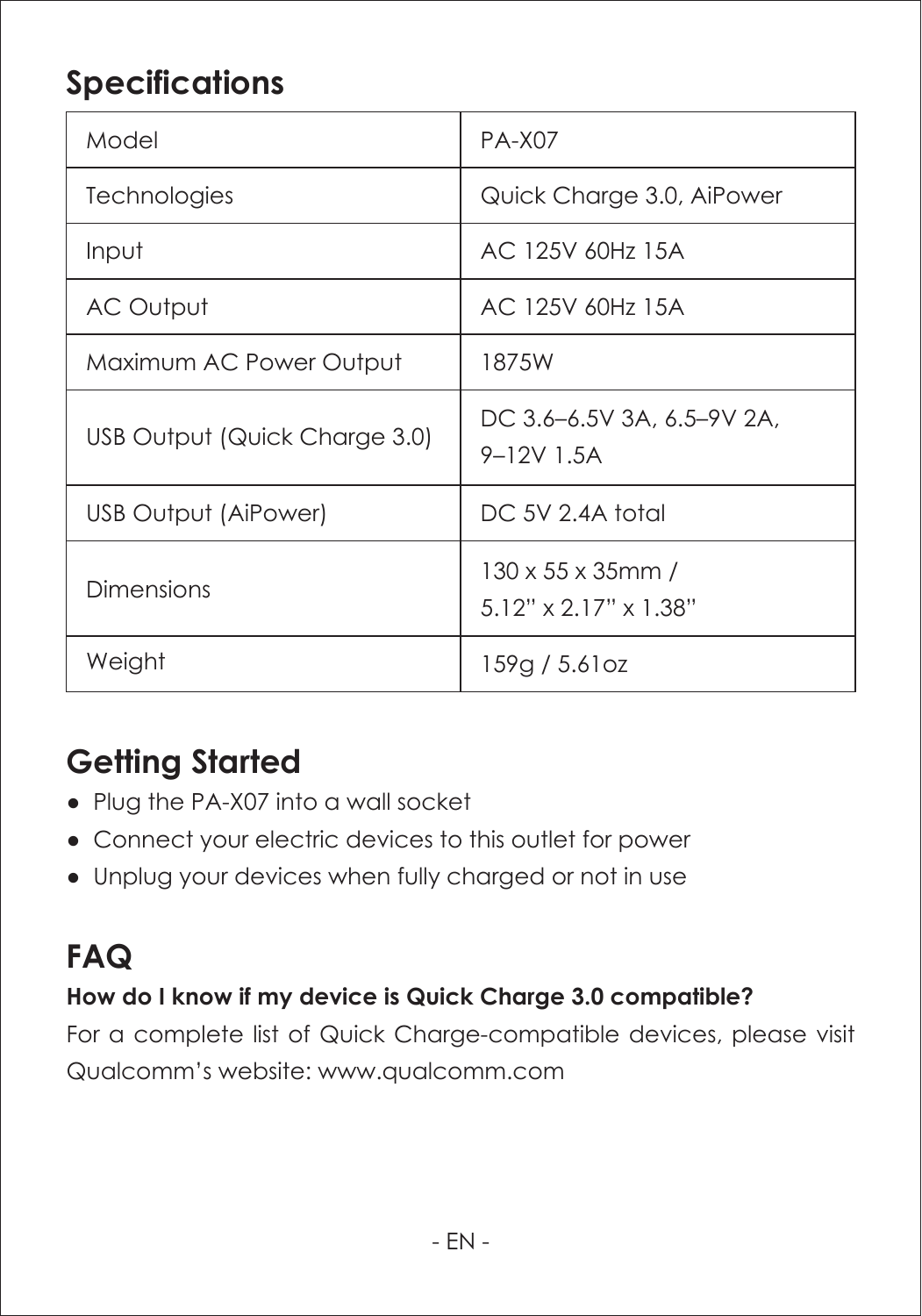## Specifications

| Model | PA-X07 |
| --- | --- |
| Technologies | Quick Charge 3.0, AiPower |
| Input | AC 125V 60Hz 15A |
| AC Output | AC 125V 60Hz 15A |
| Maximum AC Power Output | 1875W |
| USB Output (Quick Charge 3.0) | DC 3.6–6.5V 3A, 6.5–9V 2A, 9–12V 1.5A |
| USB Output (AiPower) | DC 5V 2.4A total |
| Dimensions | 130 x 55 x 35mm / 5.12" x 2.17" x 1.38" |
| Weight | 159g / 5.61oz |

## Getting Started

- Plug the PA-X07 into a wall socket
- Connect your electric devices to this outlet for power
- Unplug your devices when fully charged or not in use

## FAQ

**How do I know if my device is Quick Charge 3.0 compatible?**

For a complete list of Quick Charge-compatible devices, please visit Qualcomm's website: www.qualcomm.com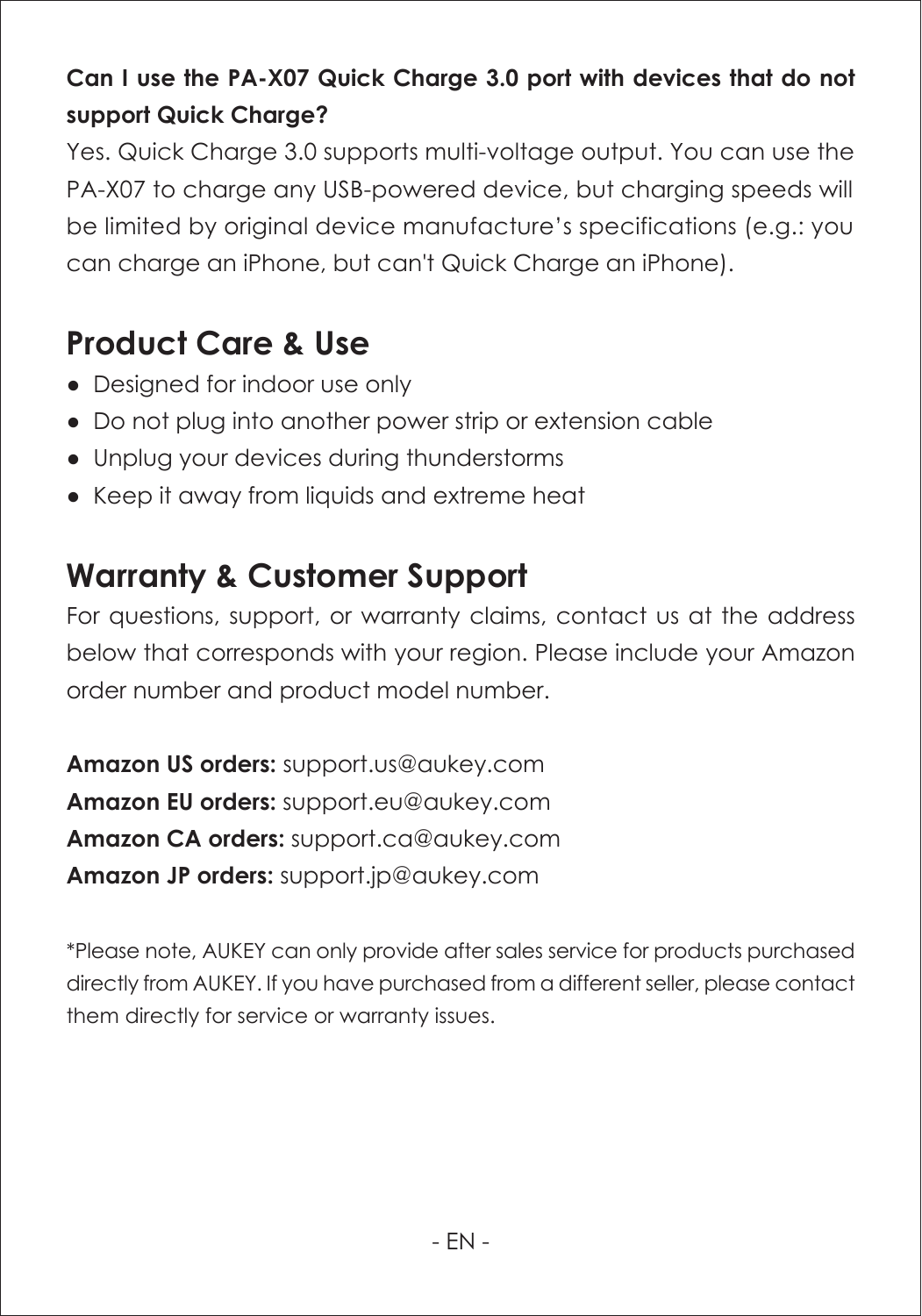**Can I use the PA-X07 Quick Charge 3.0 port with devices that do not support Quick Charge?**

Yes. Quick Charge 3.0 supports multi-voltage output. You can use the PA-X07 to charge any USB-powered device, but charging speeds will be limited by original device manufacture's specifications (e.g.: you can charge an iPhone, but can't Quick Charge an iPhone).

## Product Care & Use

- Designed for indoor use only
- Do not plug into another power strip or extension cable
- Unplug your devices during thunderstorms
- Keep it away from liquids and extreme heat

## Warranty & Customer Support

For questions, support, or warranty claims, contact us at the address below that corresponds with your region. Please include your Amazon order number and product model number.

**Amazon US orders:** support.us@aukey.com
**Amazon EU orders:** support.eu@aukey.com
**Amazon CA orders:** support.ca@aukey.com
**Amazon JP orders:** support.jp@aukey.com

*Please note, AUKEY can only provide after sales service for products purchased directly from AUKEY. If you have purchased from a different seller, please contact them directly for service or warranty issues.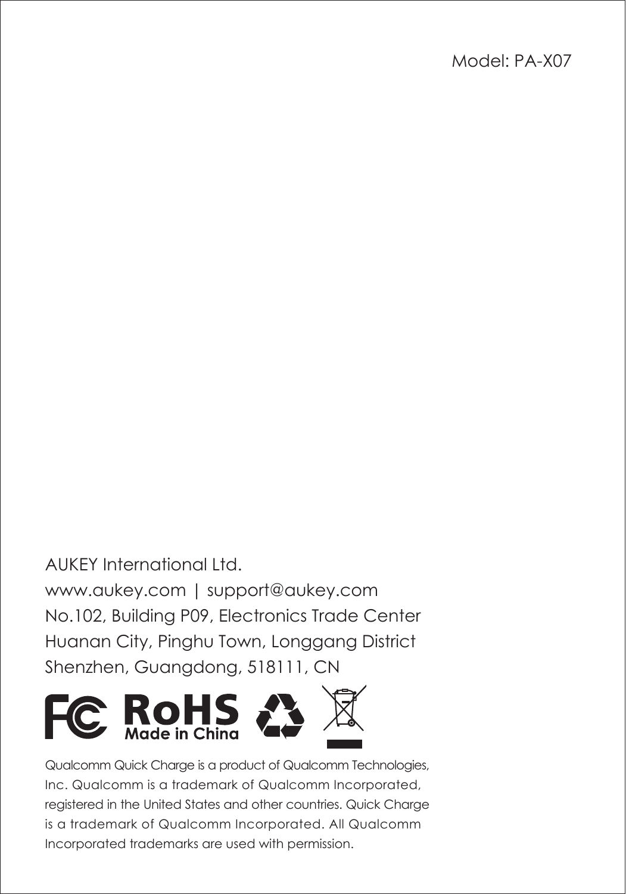Model: PA-X07

AUKEY International Ltd.

www.aukey.com | support@aukey.com

No.102, Building P09, Electronics Trade Center

Huanan City, Pinghu Town, Longgang District

Shenzhen, Guangdong, 518111, CN

RoHS

Made in China

Qualcomm Quick Charge is a product of Qualcomm Technologies, Inc. Qualcomm is a trademark of Qualcomm Incorporated, registered in the United States and other countries. Quick Charge is a trademark of Qualcomm Incorporated. All Qualcomm Incorporated trademarks are used with permission.